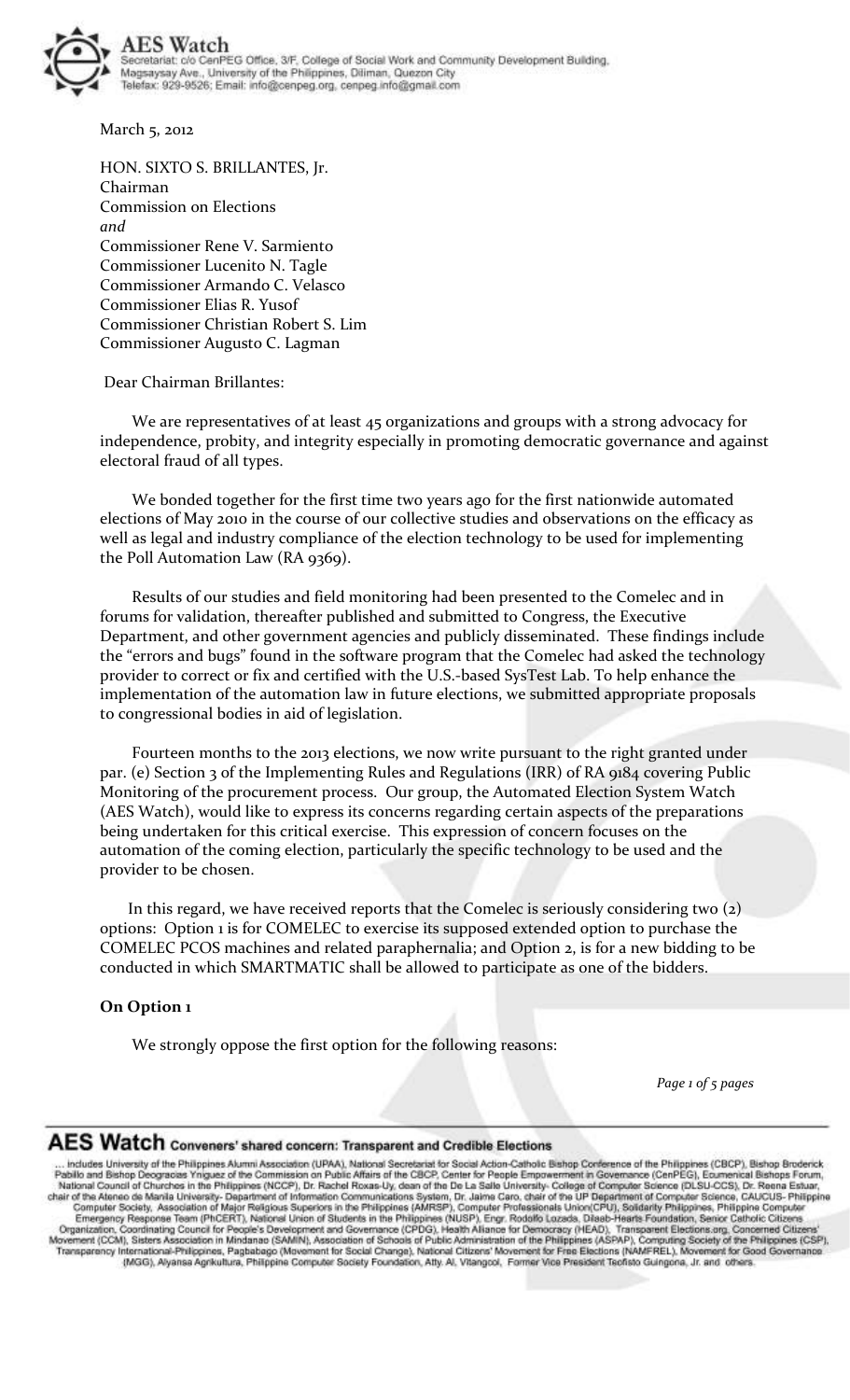**AES Watch**
Secretariat: c/o CenPEG Office, 3/F, College of Social Work and Community Development Building, Magsaysay Ave., University of the Philippines, Diliman, Quezon City
Telefax: 929-9526; Email: info@cenpeg.org, cenpeg.info@gmail.com

March 5, 2012

HON. SIXTO S. BRILLANTES, Jr.
Chairman
Commission on Elections
*and*
Commissioner Rene V. Sarmiento
Commissioner Lucenito N. Tagle
Commissioner Armando C. Velasco
Commissioner Elias R. Yusof
Commissioner Christian Robert S. Lim
Commissioner Augusto C. Lagman

Dear Chairman Brillantes:

We are representatives of at least 45 organizations and groups with a strong advocacy for independence, probity, and integrity especially in promoting democratic governance and against electoral fraud of all types.

We bonded together for the first time two years ago for the first nationwide automated elections of May 2010 in the course of our collective studies and observations on the efficacy as well as legal and industry compliance of the election technology to be used for implementing the Poll Automation Law (RA 9369).

Results of our studies and field monitoring had been presented to the Comelec and in forums for validation, thereafter published and submitted to Congress, the Executive Department, and other government agencies and publicly disseminated. These findings include the "errors and bugs" found in the software program that the Comelec had asked the technology provider to correct or fix and certified with the U.S.-based SysTest Lab. To help enhance the implementation of the automation law in future elections, we submitted appropriate proposals to congressional bodies in aid of legislation.

Fourteen months to the 2013 elections, we now write pursuant to the right granted under par. (e) Section 3 of the Implementing Rules and Regulations (IRR) of RA 9184 covering Public Monitoring of the procurement process. Our group, the Automated Election System Watch (AES Watch), would like to express its concerns regarding certain aspects of the preparations being undertaken for this critical exercise. This expression of concern focuses on the automation of the coming election, particularly the specific technology to be used and the provider to be chosen.

In this regard, we have received reports that the Comelec is seriously considering two (2) options: Option 1 is for COMELEC to exercise its supposed extended option to purchase the COMELEC PCOS machines and related paraphernalia; and Option 2, is for a new bidding to be conducted in which SMARTMATIC shall be allowed to participate as one of the bidders.

**On Option 1**

We strongly oppose the first option for the following reasons:

**AES Watch Conveners' shared concern: Transparent and Credible Elections**

... includes University of the Philippines Alumni Association (UPAA), National Secretariat for Social Action-Catholic Bishop Conference of the Philippines (CBCP), Bishop Broderick Pabillo and Bishop Deogracias Yniguez of the Commission on Public Affairs of the CBCP, Center for People Empowerment in Governance (CenPEG), Ecumenical Bishops Forum, National Council of Churches in the Philippines (NCCP), Dr. Rachel Roxas-Uy, dean of the De La Salle University- College of Computer Science (DLSU-CCS), Dr. Reena Estuar, chair of the Ateneo de Manila University- Department of Information Communications System, Dr. Jaime Caro, chair of the UP Department of Computer Science, CAUCUS- Philippine Computer Society, Association of Major Religious Superiors in the Philippines (AMRSP), Computer Professionals Union(CPU), Solidarity Philippines, Philippine Computer Emergency Response Team (PhCERT), National Union of Students in the Philippines (NUSP), Engr. Rodolfo Lozada, Dilaab-Hearts Foundation, Senior Catholic Citizens Organization, Coordinating Council for People's Development and Governance (CPDG), Health Alliance for Democracy (HEAD), Transparent Elections.org, Concerned Citizens' Movement (CCM), Sisters Association in Mindanao (SAMIN), Association of Schools of Public Administration of the Philippines (ASPAP), Computing Society of the Philippines (CSP), Transparency International-Philippines, Pagbabago (Movement for Social Change), National Citizens' Movement for Free Elections (NAMFREL), Movement for Good Governance (MGG), Alyansa Agrikultura, Philippine Computer Society Foundation, Atty. Al. Vitangcol, Former Vice President Teofisto Guingona, Jr. and others.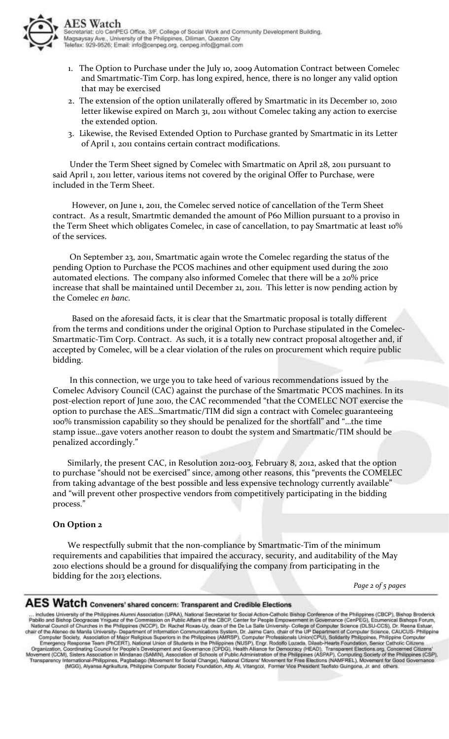1. The Option to Purchase under the July 10, 2009 Automation Contract between Comelec and Smartmatic-Tim Corp. has long expired, hence, there is no longer any valid option that may be exercised
2. The extension of the option unilaterally offered by Smartmatic in its December 10, 2010 letter likewise expired on March 31, 2011 without Comelec taking any action to exercise the extended option.
3. Likewise, the Revised Extended Option to Purchase granted by Smartmatic in its Letter of April 1, 2011 contains certain contract modifications.

Under the Term Sheet signed by Comelec with Smartmatic on April 28, 2011 pursuant to said April 1, 2011 letter, various items not covered by the original Offer to Purchase, were included in the Term Sheet.

However, on June 1, 2011, the Comelec served notice of cancellation of the Term Sheet contract. As a result, Smartmtic demanded the amount of P60 Million pursuant to a proviso in the Term Sheet which obligates Comelec, in case of cancellation, to pay Smartmatic at least 10% of the services.

On September 23, 2011, Smartmatic again wrote the Comelec regarding the status of the pending Option to Purchase the PCOS machines and other equipment used during the 2010 automated elections. The company also informed Comelec that there will be a 20% price increase that shall be maintained until December 21, 2011. This letter is now pending action by the Comelec *en banc*.

Based on the aforesaid facts, it is clear that the Smartmatic proposal is totally different from the terms and conditions under the original Option to Purchase stipulated in the Comelec-Smartmatic-Tim Corp. Contract. As such, it is a totally new contract proposal altogether and, if accepted by Comelec, will be a clear violation of the rules on procurement which require public bidding.

In this connection, we urge you to take heed of various recommendations issued by the Comelec Advisory Council (CAC) against the purchase of the Smartmatic PCOS machines. In its post-election report of June 2010, the CAC recommended "that the COMELEC NOT exercise the option to purchase the AES…Smartmatic/TIM did sign a contract with Comelec guaranteeing 100% transmission capability so they should be penalized for the shortfall" and "…the time stamp issue…gave voters another reason to doubt the system and Smartmatic/TIM should be penalized accordingly."

Similarly, the present CAC, in Resolution 2012-003, February 8, 2012, asked that the option to purchase "should not be exercised" since, among other reasons, this "prevents the COMELEC from taking advantage of the best possible and less expensive technology currently available" and "will prevent other prospective vendors from competitively participating in the bidding process."

**On Option 2**

We respectfully submit that the non-compliance by Smartmatic-Tim of the minimum requirements and capabilities that impaired the accuracy, security, and auditability of the May 2010 elections should be a ground for disqualifying the company from participating in the bidding for the 2013 elections.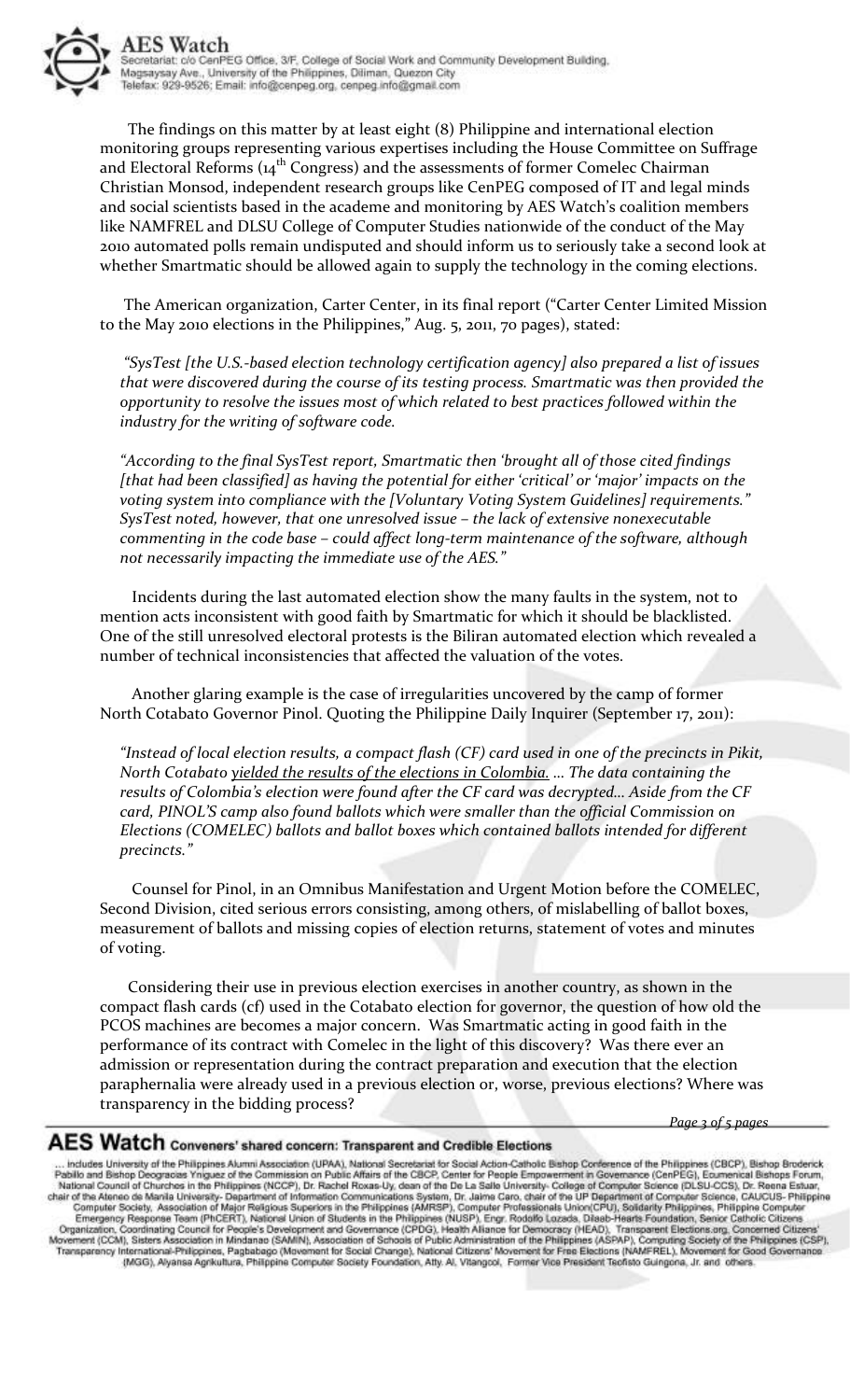The findings on this matter by at least eight (8) Philippine and international election monitoring groups representing various expertises including the House Committee on Suffrage and Electoral Reforms (14th Congress) and the assessments of former Comelec Chairman Christian Monsod, independent research groups like CenPEG composed of IT and legal minds and social scientists based in the academe and monitoring by AES Watch's coalition members like NAMFREL and DLSU College of Computer Studies nationwide of the conduct of the May 2010 automated polls remain undisputed and should inform us to seriously take a second look at whether Smartmatic should be allowed again to supply the technology in the coming elections.

The American organization, Carter Center, in its final report ("Carter Center Limited Mission to the May 2010 elections in the Philippines," Aug. 5, 2011, 70 pages), stated:

*"SysTest [the U.S.-based election technology certification agency] also prepared a list of issues that were discovered during the course of its testing process. Smartmatic was then provided the opportunity to resolve the issues most of which related to best practices followed within the industry for the writing of software code.*

*"According to the final SysTest report, Smartmatic then 'brought all of those cited findings [that had been classified] as having the potential for either 'critical' or 'major' impacts on the voting system into compliance with the [Voluntary Voting System Guidelines] requirements." SysTest noted, however, that one unresolved issue – the lack of extensive nonexecutable commenting in the code base – could affect long-term maintenance of the software, although not necessarily impacting the immediate use of the AES."*

Incidents during the last automated election show the many faults in the system, not to mention acts inconsistent with good faith by Smartmatic for which it should be blacklisted. One of the still unresolved electoral protests is the Biliran automated election which revealed a number of technical inconsistencies that affected the valuation of the votes.

Another glaring example is the case of irregularities uncovered by the camp of former North Cotabato Governor Pinol. Quoting the Philippine Daily Inquirer (September 17, 2011):

*"Instead of local election results, a compact flash (CF) card used in one of the precincts in Pikit, North Cotabato yielded the results of the elections in Colombia. … The data containing the results of Colombia's election were found after the CF card was decrypted… Aside from the CF card, PINOL'S camp also found ballots which were smaller than the official Commission on Elections (COMELEC) ballots and ballot boxes which contained ballots intended for different precincts."*

Counsel for Pinol, in an Omnibus Manifestation and Urgent Motion before the COMELEC, Second Division, cited serious errors consisting, among others, of mislabelling of ballot boxes, measurement of ballots and missing copies of election returns, statement of votes and minutes of voting.

Considering their use in previous election exercises in another country, as shown in the compact flash cards (cf) used in the Cotabato election for governor, the question of how old the PCOS machines are becomes a major concern. Was Smartmatic acting in good faith in the performance of its contract with Comelec in the light of this discovery? Was there ever an admission or representation during the contract preparation and execution that the election paraphernalia were already used in a previous election or, worse, previous elections? Where was transparency in the bidding process?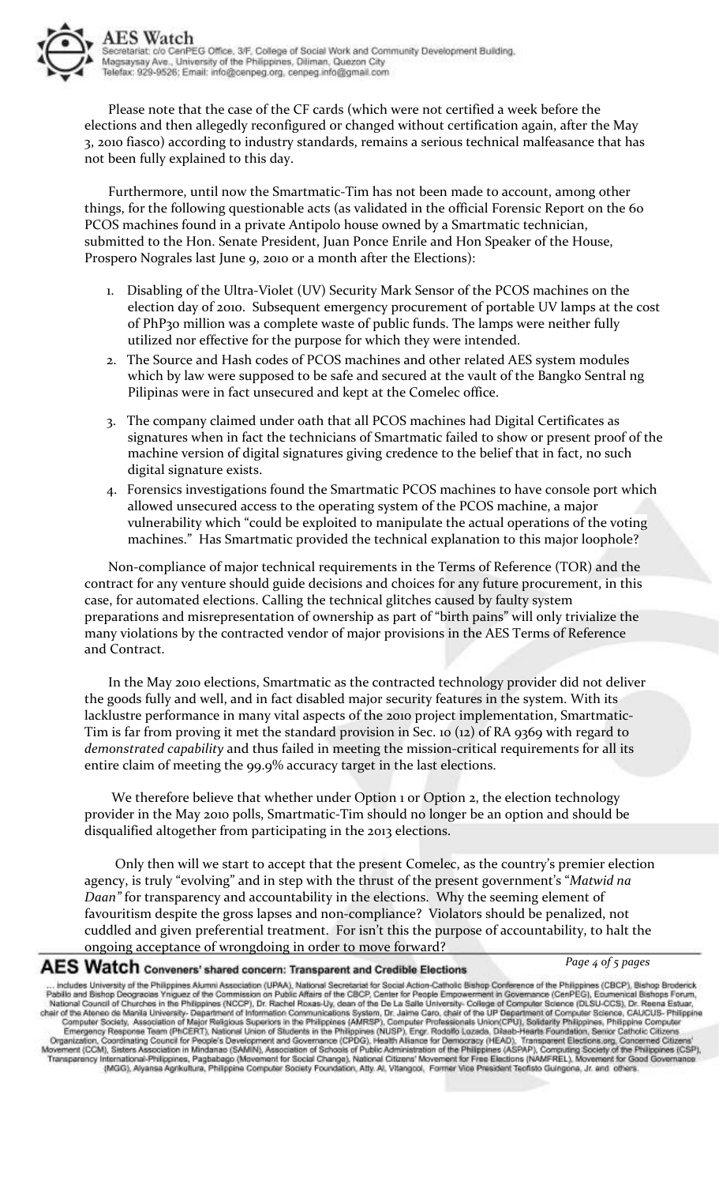Please note that the case of the CF cards (which were not certified a week before the elections and then allegedly reconfigured or changed without certification again, after the May 3, 2010 fiasco) according to industry standards, remains a serious technical malfeasance that has not been fully explained to this day.

Furthermore, until now the Smartmatic-Tim has not been made to account, among other things, for the following questionable acts (as validated in the official Forensic Report on the 60 PCOS machines found in a private Antipolo house owned by a Smartmatic technician, submitted to the Hon. Senate President, Juan Ponce Enrile and Hon Speaker of the House, Prospero Nograles last June 9, 2010 or a month after the Elections):

1. Disabling of the Ultra-Violet (UV) Security Mark Sensor of the PCOS machines on the election day of 2010. Subsequent emergency procurement of portable UV lamps at the cost of PhP30 million was a complete waste of public funds. The lamps were neither fully utilized nor effective for the purpose for which they were intended.
2. The Source and Hash codes of PCOS machines and other related AES system modules which by law were supposed to be safe and secured at the vault of the Bangko Sentral ng Pilipinas were in fact unsecured and kept at the Comelec office.
3. The company claimed under oath that all PCOS machines had Digital Certificates as signatures when in fact the technicians of Smartmatic failed to show or present proof of the machine version of digital signatures giving credence to the belief that in fact, no such digital signature exists.
4. Forensics investigations found the Smartmatic PCOS machines to have console port which allowed unsecured access to the operating system of the PCOS machine, a major vulnerability which "could be exploited to manipulate the actual operations of the voting machines." Has Smartmatic provided the technical explanation to this major loophole?

Non-compliance of major technical requirements in the Terms of Reference (TOR) and the contract for any venture should guide decisions and choices for any future procurement, in this case, for automated elections. Calling the technical glitches caused by faulty system preparations and misrepresentation of ownership as part of "birth pains" will only trivialize the many violations by the contracted vendor of major provisions in the AES Terms of Reference and Contract.

In the May 2010 elections, Smartmatic as the contracted technology provider did not deliver the goods fully and well, and in fact disabled major security features in the system. With its lacklustre performance in many vital aspects of the 2010 project implementation, Smartmatic-Tim is far from proving it met the standard provision in Sec. 10 (12) of RA 9369 with regard to *demonstrated capability* and thus failed in meeting the mission-critical requirements for all its entire claim of meeting the 99.9% accuracy target in the last elections.

We therefore believe that whether under Option 1 or Option 2, the election technology provider in the May 2010 polls, Smartmatic-Tim should no longer be an option and should be disqualified altogether from participating in the 2013 elections.

Only then will we start to accept that the present Comelec, as the country's premier election agency, is truly "evolving" and in step with the thrust of the present government's "*Matwid na Daan*" for transparency and accountability in the elections. Why the seeming element of favouritism despite the gross lapses and non-compliance? Violators should be penalized, not cuddled and given preferential treatment. For isn't this the purpose of accountability, to halt the ongoing acceptance of wrongdoing in order to move forward?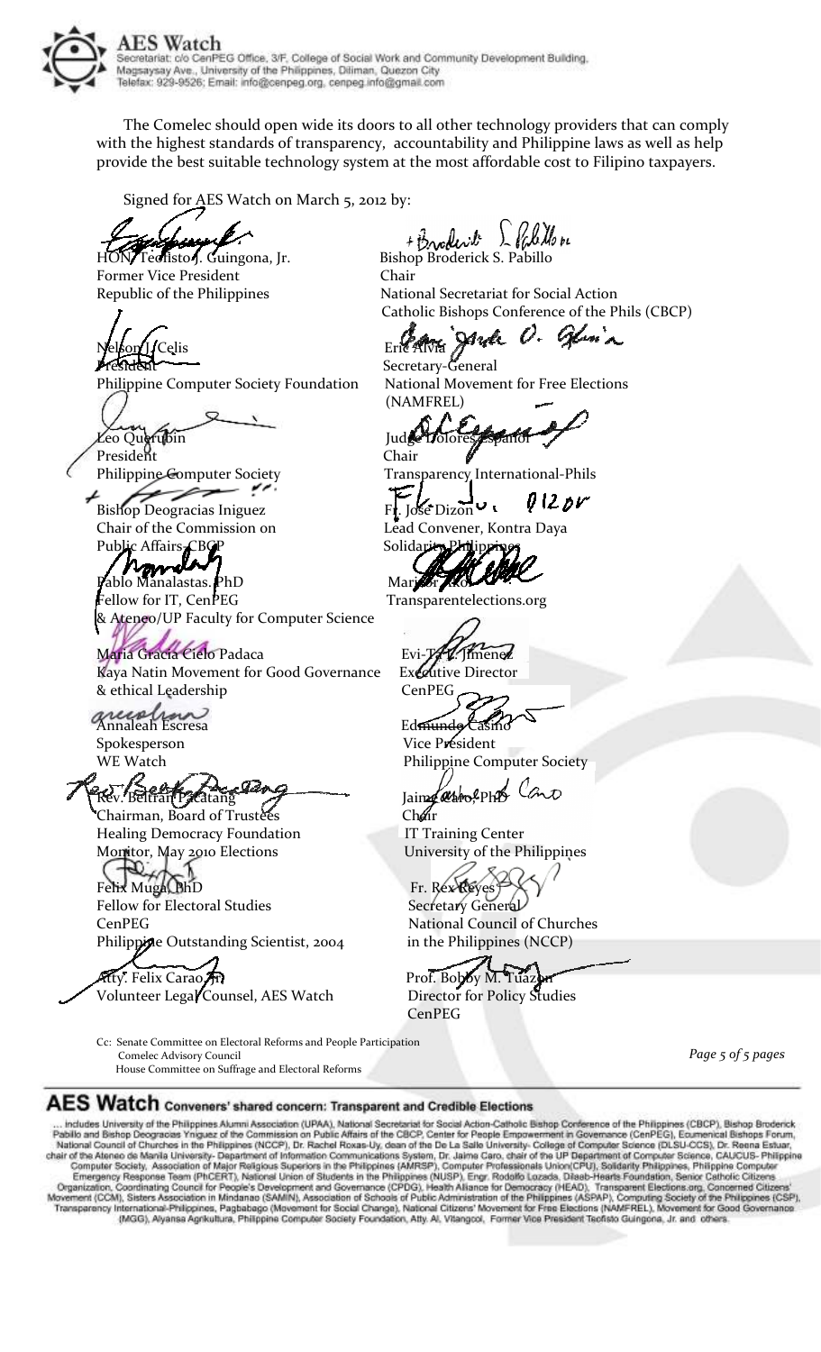**AES Watch**
Secretariat: c/o CenPEG Office, 3/F, College of Social Work and Community Development Building, Magsaysay Ave., University of the Philippines, Diliman, Quezon City
Telefax: 929-9526; Email: info@cenpeg.org, cenpeg.info@gmail.com

The Comelec should open wide its doors to all other technology providers that can comply with the highest standards of transparency, accountability and Philippine laws as well as help provide the best suitable technology system at the most affordable cost to Filipino taxpayers.

Signed for AES Watch on March 5, 2012 by:

HON. Teofisto J. Guingona, Jr.
Former Vice President
Republic of the Philippines

Nelson J. Celis
President
Philippine Computer Society Foundation

Leo Querubin
President
Philippine Computer Society

Bishop Deogracias Iniguez
Chair of the Commission on Public Affairs-CBCP

Pablo Manalastas, PhD
Fellow for IT, CenPEG
& Ateneo/UP Faculty for Computer Science

Maria Gracia Cielo Padaca
Kaya Natin Movement for Good Governance & ethical Leadership

Annaleah Escresa
Spokesperson
WE Watch

Rev. Beltran Pacatang
Chairman, Board of Trustees
Healing Democracy Foundation
Monitor, May 2010 Elections

Felix Muga, PhD
Fellow for Electoral Studies
CenPEG
Philippine Outstanding Scientist, 2004

Atty. Felix Carao, Jr.
Volunteer Legal Counsel, AES Watch

Bishop Broderick S. Pabillo
Chair
National Secretariat for Social Action
Catholic Bishops Conference of the Phils (CBCP)

Eric Alvia
Secretary-General
National Movement for Free Elections (NAMFREL)

Judge Dolores Español
Chair
Transparency International-Phils

Fr. Jose Dizon
Lead Convener, Kontra Daya
Solidarity Philippines

Maribor Ako
Transparentelections.org

Evi-Ta L. Jimenez
Executive Director
CenPEG

Edmundo Casiño
Vice President
Philippine Computer Society

Jaime Caro, PhD
Chair
IT Training Center
University of the Philippines

Fr. Rex Reyes
Secretary General
National Council of Churches in the Philippines (NCCP)

Prof. Bobby M. Tuazon
Director for Policy Studies
CenPEG

Cc: Senate Committee on Electoral Reforms and People Participation
Comelec Advisory Council
House Committee on Suffrage and Electoral Reforms

**AES Watch** Conveners' shared concern: Transparent and Credible Elections

... includes University of the Philippines Alumni Association (UPAA), National Secretariat for Social Action-Catholic Bishop Conference of the Philippines (CBCP), Bishop Broderick Pabillo and Bishop Deogracias Yniguez of the Commission on Public Affairs of the CBCP, Center for People Empowerment in Governance (CenPEG), Ecumenical Bishops Forum, National Council of Churches in the Philippines (NCCP), Dr. Rachel Roxas-Uy, dean of the De La Salle University- College of Computer Science (DLSU-CCS), Dr. Reena Estuar, chair of the Ateneo de Manila University- Department of Information Communications System, Dr. Jaime Caro, chair of the UP Department of Computer Science, CAUCUS- Philippine Computer Society, Association of Major Religious Superiors in the Philippines (AMRSP), Computer Professionals Union(CPU), Solidarity Philippines, Philippine Computer Emergency Response Team (PhCERT), National Union of Students in the Philippines (NUSP), Engr. Rodolfo Lozada, Dilaab-Hearts Foundation, Senior Catholic Citizens Organization, Coordinating Council for People's Development and Governance (CPDG), Health Alliance for Democracy (HEAD), Transparent Elections.org, Concerned Citizens' Movement (CCM), Sisters Association in Mindanao (SAMIN), Association of Schools of Public Administration of the Philippines (ASPAP), Computing Society of the Philippines (CSP), Transparency International-Philippines, Pagbabago (Movement for Social Change), National Citizens' Movement for Free Elections (NAMFREL), Movement for Good Governance (MGG), Alyansa Agrikultura, Philippine Computer Society Foundation, Atty. Al. Vitangcol, Former Vice President Teofisto Guingona, Jr. and others.